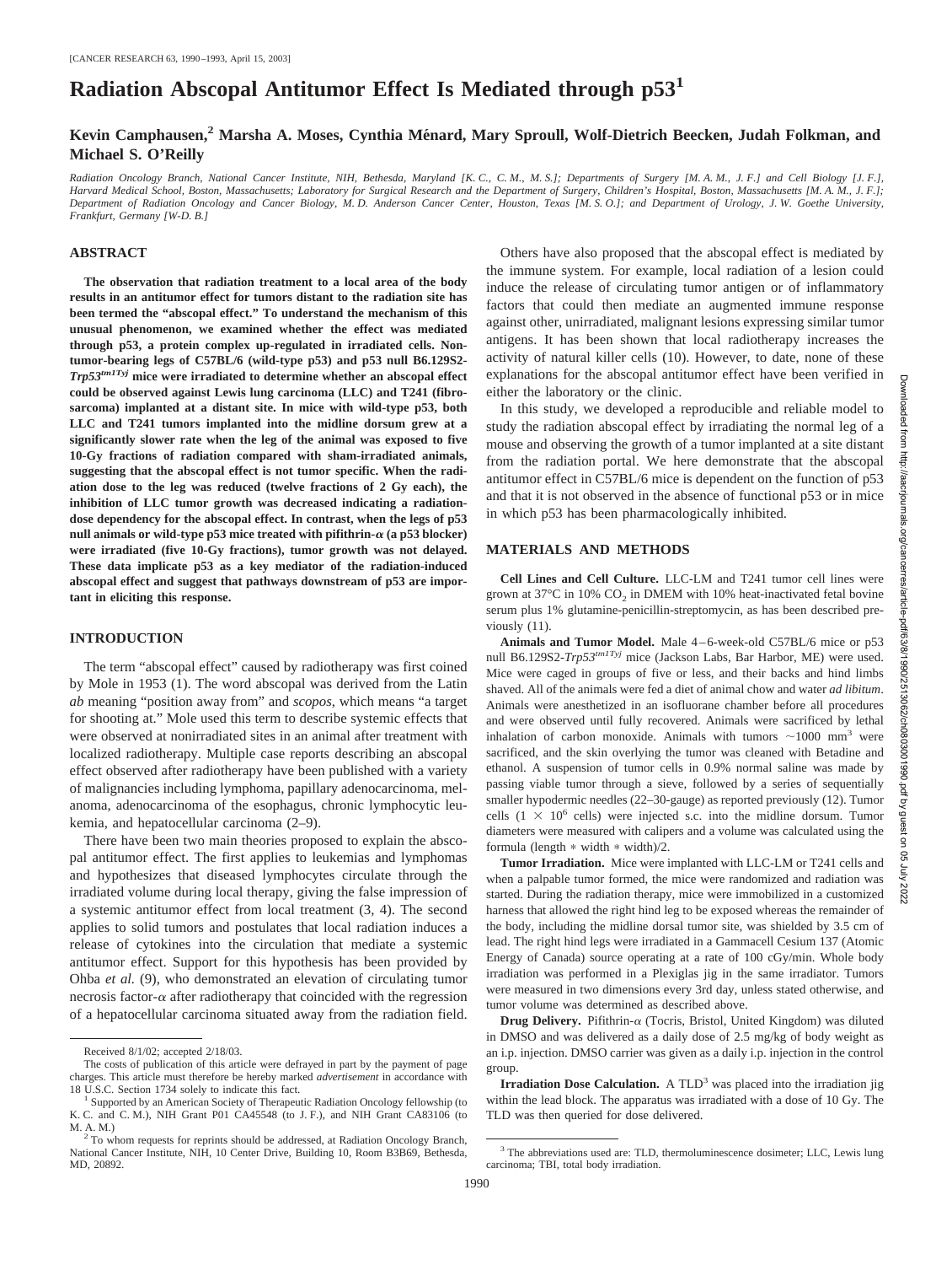# Radiation Abscopal Antitumor Effect Is Mediated through p53[1]

**Kevin Camphausen,[2] Marsha A. Moses, Cynthia Ménard, Mary Sproull, Wolf-Dietrich Beecken, Judah Folkman, and Michael S. O'Reilly**

*Radiation Oncology Branch, National Cancer Institute, NIH, Bethesda, Maryland [K. C., C. M., M. S.]; Departments of Surgery [M. A. M., J. F.] and Cell Biology [J. F.], Harvard Medical School, Boston, Massachusetts; Laboratory for Surgical Research and the Department of Surgery, Children's Hospital, Boston, Massachusetts [M. A. M., J. F.]; Department of Radiation Oncology and Cancer Biology, M. D. Anderson Cancer Center, Houston, Texas [M. S. O.]; and Department of Urology, J. W. Goethe University, Frankfurt, Germany [W-D. B.]*

## ABSTRACT

**The observation that radiation treatment to a local area of the body results in an antitumor effect for tumors distant to the radiation site has been termed the "abscopal effect." To understand the mechanism of this unusual phenomenon, we examined whether the effect was mediated through p53, a protein complex up-regulated in irradiated cells. Non-tumor-bearing legs of C57BL/6 (wild-type p53) and p53 null B6.129S2-*Trp53*$^{tm1Tyj}$ mice were irradiated to determine whether an abscopal effect could be observed against Lewis lung carcinoma (LLC) and T241 (fibrosarcoma) implanted at a distant site. In mice with wild-type p53, both LLC and T241 tumors implanted into the midline dorsum grew at a significantly slower rate when the leg of the animal was exposed to five 10-Gy fractions of radiation compared with sham-irradiated animals, suggesting that the abscopal effect is not tumor specific. When the radiation dose to the leg was reduced (twelve fractions of 2 Gy each), the inhibition of LLC tumor growth was decreased indicating a radiation-dose dependency for the abscopal effect. In contrast, when the legs of p53 null animals or wild-type p53 mice treated with pifithrin-α (a p53 blocker) were irradiated (five 10-Gy fractions), tumor growth was not delayed. These data implicate p53 as a key mediator of the radiation-induced abscopal effect and suggest that pathways downstream of p53 are important in eliciting this response.**

## INTRODUCTION

The term "abscopal effect" caused by radiotherapy was first coined by Mole in 1953 (1). The word abscopal was derived from the Latin *ab* meaning "position away from" and *scopos*, which means "a target for shooting at." Mole used this term to describe systemic effects that were observed at nonirradiated sites in an animal after treatment with localized radiotherapy. Multiple case reports describing an abscopal effect observed after radiotherapy have been published with a variety of malignancies including lymphoma, papillary adenocarcinoma, melanoma, adenocarcinoma of the esophagus, chronic lymphocytic leukemia, and hepatocellular carcinoma (2–9).

There have been two main theories proposed to explain the abscopal antitumor effect. The first applies to leukemias and lymphomas and hypothesizes that diseased lymphocytes circulate through the irradiated volume during local therapy, giving the false impression of a systemic antitumor effect from local treatment (3, 4). The second applies to solid tumors and postulates that local radiation induces a release of cytokines into the circulation that mediate a systemic antitumor effect. Support for this hypothesis has been provided by Ohba *et al.* (9), who demonstrated an elevation of circulating tumor necrosis factor-α after radiotherapy that coincided with the regression of a hepatocellular carcinoma situated away from the radiation field.

Others have also proposed that the abscopal effect is mediated by the immune system. For example, local radiation of a lesion could induce the release of circulating tumor antigen or of inflammatory factors that could then mediate an augmented immune response against other, unirradiated, malignant lesions expressing similar tumor antigens. It has been shown that local radiotherapy increases the activity of natural killer cells (10). However, to date, none of these explanations for the abscopal antitumor effect have been verified in either the laboratory or the clinic.

In this study, we developed a reproducible and reliable model to study the radiation abscopal effect by irradiating the normal leg of a mouse and observing the growth of a tumor implanted at a site distant from the radiation portal. We here demonstrate that the abscopal antitumor effect in C57BL/6 mice is dependent on the function of p53 and that it is not observed in the absence of functional p53 or in mice in which p53 has been pharmacologically inhibited.

## MATERIALS AND METHODS

**Cell Lines and Cell Culture.** LLC-LM and T241 tumor cell lines were grown at 37°C in 10% $CO_2$ in DMEM with 10% heat-inactivated fetal bovine serum plus 1% glutamine-penicillin-streptomycin, as has been described previously (11).

**Animals and Tumor Model.** Male 4–6-week-old C57BL/6 mice or p53 null B6.129S2-*Trp53*$^{tm1Tyj}$ mice (Jackson Labs, Bar Harbor, ME) were used. Mice were caged in groups of five or less, and their backs and hind limbs shaved. All of the animals were fed a diet of animal chow and water *ad libitum*. Animals were anesthetized in an isoflurane chamber before all procedures and were observed until fully recovered. Animals were sacrificed by lethal inhalation of carbon monoxide. Animals with tumors ~1000 mm$^3$ were sacrificed, and the skin overlying the tumor was cleaned with Betadine and ethanol. A suspension of tumor cells in 0.9% normal saline was made by passing viable tumor through a sieve, followed by a series of sequentially smaller hypodermic needles (22–30-gauge) as reported previously (12). Tumor cells ($1 \times 10^6$ cells) were injected s.c. into the midline dorsum. Tumor diameters were measured with calipers and a volume was calculated using the formula (length * width * width)/2.

**Tumor Irradiation.** Mice were implanted with LLC-LM or T241 cells and when a palpable tumor formed, the mice were randomized and radiation was started. During the radiation therapy, mice were immobilized in a customized harness that allowed the right hind leg to be exposed whereas the remainder of the body, including the midline dorsal tumor site, was shielded by 3.5 cm of lead. The right hind legs were irradiated in a Gammacell Cesium 137 (Atomic Energy of Canada) source operating at a rate of 100 cGy/min. Whole body irradiation was performed in a Plexiglas jig in the same irradiator. Tumors were measured in two dimensions every 3rd day, unless stated otherwise, and tumor volume was determined as described above.

**Drug Delivery.** Pifithrin-α (Tocris, Bristol, United Kingdom) was diluted in DMSO and was delivered as a daily dose of 2.5 mg/kg of body weight as an i.p. injection. DMSO carrier was given as a daily i.p. injection in the control group.

**Irradiation Dose Calculation.** A TLD[3] was placed into the irradiation jig within the lead block. The apparatus was irradiated with a dose of 10 Gy. The TLD was then queried for dose delivered.

---

Received 8/1/02; accepted 2/18/03.

The costs of publication of this article were defrayed in part by the payment of page charges. This article must therefore be hereby marked *advertisement* in accordance with 18 U.S.C. Section 1734 solely to indicate this fact.

[1] Supported by an American Society of Therapeutic Radiation Oncology fellowship (to K. C. and C. M.), NIH Grant P01 CA45548 (to J. F.), and NIH Grant CA83106 (to M. A. M.)

[2] To whom requests for reprints should be addressed, at Radiation Oncology Branch, National Cancer Institute, NIH, 10 Center Drive, Building 10, Room B3B69, Bethesda, MD, 20892.

[3] The abbreviations used are: TLD, thermoluminescence dosimeter; LLC, Lewis lung carcinoma; TBI, total body irradiation.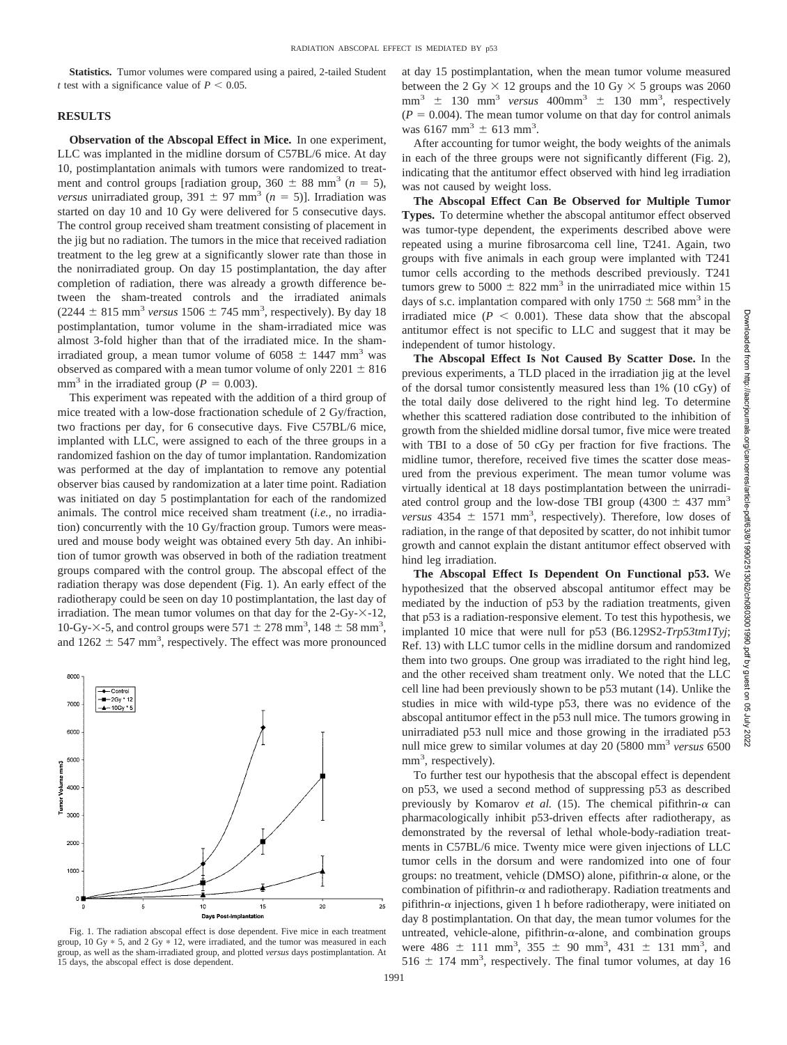**Statistics.** Tumor volumes were compared using a paired, 2-tailed Student *t* test with a significance value of $P < 0.05$.

## RESULTS

**Observation of the Abscopal Effect in Mice.** In one experiment, LLC was implanted in the midline dorsum of C57BL/6 mice. At day 10, postimplantation animals with tumors were randomized to treatment and control groups [radiation group, $360 \pm 88$ mm$^3$ ($n = 5$), *versus* unirradiated group, $391 \pm 97$ mm$^3$ ($n = 5$)]. Irradiation was started on day 10 and 10 Gy were delivered for 5 consecutive days. The control group received sham treatment consisting of placement in the jig but no radiation. The tumors in the mice that received radiation treatment to the leg grew at a significantly slower rate than those in the nonirradiated group. On day 15 postimplantation, the day after completion of radiation, there was already a growth difference between the sham-treated controls and the irradiated animals ($2244 \pm 815$ mm$^3$ *versus* $1506 \pm 745$ mm$^3$, respectively). By day 18 postimplantation, tumor volume in the sham-irradiated mice was almost 3-fold higher than that of the irradiated mice. In the sham-irradiated group, a mean tumor volume of $6058 \pm 1447$ mm$^3$ was observed as compared with a mean tumor volume of only $2201 \pm 816$ mm$^3$ in the irradiated group ($P = 0.003$).

This experiment was repeated with the addition of a third group of mice treated with a low-dose fractionation schedule of 2 Gy/fraction, two fractions per day, for 6 consecutive days. Five C57BL/6 mice, implanted with LLC, were assigned to each of the three groups in a randomized fashion on the day of tumor implantation. Randomization was performed at the day of implantation to remove any potential observer bias caused by randomization at a later time point. Radiation was initiated on day 5 postimplantation for each of the randomized animals. The control mice received sham treatment (*i.e.,* no irradiation) concurrently with the 10 Gy/fraction group. Tumors were measured and mouse body weight was obtained every 5th day. An inhibition of tumor growth was observed in both of the radiation treatment groups compared with the control group. The abscopal effect of the radiation therapy was dose dependent (Fig. 1). An early effect of the radiotherapy could be seen on day 10 postimplantation, the last day of irradiation. The mean tumor volumes on that day for the 2-Gy-×-12, 10-Gy-×-5, and control groups were $571 \pm 278$ mm$^3$, $148 \pm 58$ mm$^3$, and $1262 \pm 547$ mm$^3$, respectively. The effect was more pronounced at day 15 postimplantation, when the mean tumor volume measured between the 2 Gy × 12 groups and the 10 Gy × 5 groups was 2060 mm$^3$ ± 130 mm$^3$ *versus* 400mm$^3$ ± 130 mm$^3$, respectively ($P = 0.004$). The mean tumor volume on that day for control animals was 6167 mm$^3$ ± 613 mm$^3$.

Fig. 1. The radiation abscopal effect is dose dependent. Five mice in each treatment group, 10 Gy * 5, and 2 Gy * 12, were irradiated, and the tumor was measured in each group, as well as the sham-irradiated group, and plotted *versus* days postimplantation. At 15 days, the abscopal effect is dose dependent.

After accounting for tumor weight, the body weights of the animals in each of the three groups were not significantly different (Fig. 2), indicating that the antitumor effect observed with hind leg irradiation was not caused by weight loss.

**The Abscopal Effect Can Be Observed for Multiple Tumor Types.** To determine whether the abscopal antitumor effect observed was tumor-type dependent, the experiments described above were repeated using a murine fibrosarcoma cell line, T241. Again, two groups with five animals in each group were implanted with T241 tumor cells according to the methods described previously. T241 tumors grew to $5000 \pm 822$ mm$^3$ in the unirradiated mice within 15 days of s.c. implantation compared with only $1750 \pm 568$ mm$^3$ in the irradiated mice ($P < 0.001$). These data show that the abscopal antitumor effect is not specific to LLC and suggest that it may be independent of tumor histology.

**The Abscopal Effect Is Not Caused By Scatter Dose.** In the previous experiments, a TLD placed in the irradiation jig at the level of the dorsal tumor consistently measured less than 1% (10 cGy) of the total daily dose delivered to the right hind leg. To determine whether this scattered radiation dose contributed to the inhibition of growth from the shielded midline dorsal tumor, five mice were treated with TBI to a dose of 50 cGy per fraction for five fractions. The midline tumor, therefore, received five times the scatter dose measured from the previous experiment. The mean tumor volume was virtually identical at 18 days postimplantation between the unirradiated control group and the low-dose TBI group ($4300 \pm 437$ mm$^3$ *versus* $4354 \pm 1571$ mm$^3$, respectively). Therefore, low doses of radiation, in the range of that deposited by scatter, do not inhibit tumor growth and cannot explain the distant antitumor effect observed with hind leg irradiation.

**The Abscopal Effect Is Dependent On Functional p53.** We hypothesized that the observed abscopal antitumor effect may be mediated by the induction of p53 by the radiation treatments, given that p53 is a radiation-responsive element. To test this hypothesis, we implanted 10 mice that were null for p53 (B6.129S2-*Trp53tm1Tyj*; Ref. 13) with LLC tumor cells in the midline dorsum and randomized them into two groups. One group was irradiated to the right hind leg, and the other received sham treatment only. We noted that the LLC cell line had been previously shown to be p53 mutant (14). Unlike the studies in mice with wild-type p53, there was no evidence of the abscopal antitumor effect in the p53 null mice. The tumors growing in unirradiated p53 null mice and those growing in the irradiated p53 null mice grew to similar volumes at day 20 (5800 mm$^3$ *versus* 6500 mm$^3$, respectively).

To further test our hypothesis that the abscopal effect is dependent on p53, we used a second method of suppressing p53 as described previously by Komarov *et al.* (15). The chemical pifithrin-$\alpha$ can pharmacologically inhibit p53-driven effects after radiotherapy, as demonstrated by the reversal of lethal whole-body-radiation treatments in C57BL/6 mice. Twenty mice were given injections of LLC tumor cells in the dorsum and were randomized into one of four groups: no treatment, vehicle (DMSO) alone, pifithrin-$\alpha$ alone, or the combination of pifithrin-$\alpha$ and radiotherapy. Radiation treatments and pifithrin-$\alpha$ injections, given 1 h before radiotherapy, were initiated on day 8 postimplantation. On that day, the mean tumor volumes for the untreated, vehicle-alone, pifithrin-$\alpha$-alone, and combination groups were $486 \pm 111$ mm$^3$, $355 \pm 90$ mm$^3$, $431 \pm 131$ mm$^3$, and $516 \pm 174$ mm$^3$, respectively. The final tumor volumes, at day 16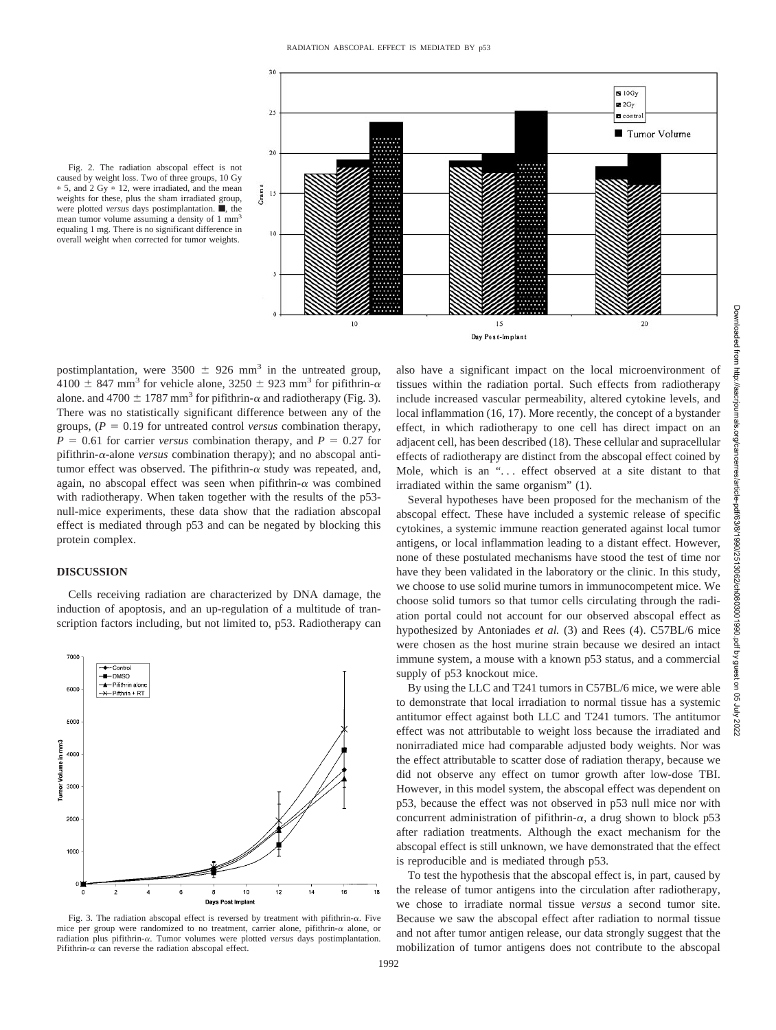Fig. 2. The radiation abscopal effect is not caused by weight loss. Two of three groups, 10 Gy * 5, and 2 Gy * 12, were irradiated, and the mean weights for these, plus the sham irradiated group, were plotted *versus* days postimplantation. ■, the mean tumor volume assuming a density of 1 $mm^3$ equaling 1 mg. There is no significant difference in overall weight when corrected for tumor weights.

postimplantation, were 3500 ± 926 $mm^3$ in the untreated group, 4100 ± 847 $mm^3$ for vehicle alone, 3250 ± 923 $mm^3$ for pifithrin-$\alpha$ alone. and 4700 ± 1787 $mm^3$ for pifithrin-$\alpha$ and radiotherapy (Fig. 3). There was no statistically significant difference between any of the groups, ($P = 0.19$ for untreated control *versus* combination therapy, $P = 0.61$ for carrier *versus* combination therapy, and $P = 0.27$ for pifithrin-$\alpha$-alone *versus* combination therapy); and no abscopal antitumor effect was observed. The pifithrin-$\alpha$ study was repeated, and, again, no abscopal effect was seen when pifithrin-$\alpha$ was combined with radiotherapy. When taken together with the results of the p53-null-mice experiments, these data show that the radiation abscopal effect is mediated through p53 and can be negated by blocking this protein complex.

## DISCUSSION

Cells receiving radiation are characterized by DNA damage, the induction of apoptosis, and an up-regulation of a multitude of transcription factors including, but not limited to, p53. Radiotherapy can also have a significant impact on the local microenvironment of tissues within the radiation portal. Such effects from radiotherapy include increased vascular permeability, altered cytokine levels, and local inflammation (16, 17). More recently, the concept of a bystander effect, in which radiotherapy to one cell has direct impact on an adjacent cell, has been described (18). These cellular and supracellular effects of radiotherapy are distinct from the abscopal effect coined by Mole, which is an "... effect observed at a site distant to that irradiated within the same organism" (1).

Several hypotheses have been proposed for the mechanism of the abscopal effect. These have included a systemic release of specific cytokines, a systemic immune reaction generated against local tumor antigens, or local inflammation leading to a distant effect. However, none of these postulated mechanisms have stood the test of time nor have they been validated in the laboratory or the clinic. In this study, we choose to use solid murine tumors in immunocompetent mice. We choose solid tumors so that tumor cells circulating through the radiation portal could not account for our observed abscopal effect as hypothesized by Antoniades *et al.* (3) and Rees (4). C57BL/6 mice were chosen as the host murine strain because we desired an intact immune system, a mouse with a known p53 status, and a commercial supply of p53 knockout mice.

By using the LLC and T241 tumors in C57BL/6 mice, we were able to demonstrate that local irradiation to normal tissue has a systemic antitumor effect against both LLC and T241 tumors. The antitumor effect was not attributable to weight loss because the irradiated and nonirradiated mice had comparable adjusted body weights. Nor was the effect attributable to scatter dose of radiation therapy, because we did not observe any effect on tumor growth after low-dose TBI. However, in this model system, the abscopal effect was dependent on p53, because the effect was not observed in p53 null mice nor with concurrent administration of pifithrin-$\alpha$, a drug shown to block p53 after radiation treatments. Although the exact mechanism for the abscopal effect is still unknown, we have demonstrated that the effect is reproducible and is mediated through p53.

To test the hypothesis that the abscopal effect is, in part, caused by the release of tumor antigens into the circulation after radiotherapy, we chose to irradiate normal tissue *versus* a second tumor site. Because we saw the abscopal effect after radiation to normal tissue and not after tumor antigen release, our data strongly suggest that the mobilization of tumor antigens does not contribute to the abscopal

Fig. 3. The radiation abscopal effect is reversed by treatment with pifithrin-$\alpha$. Five mice per group were randomized to no treatment, carrier alone, pifithrin-$\alpha$ alone, or radiation plus pifithrin-$\alpha$. Tumor volumes were plotted *versus* days postimplantation. Pifithrin-$\alpha$ can reverse the radiation abscopal effect.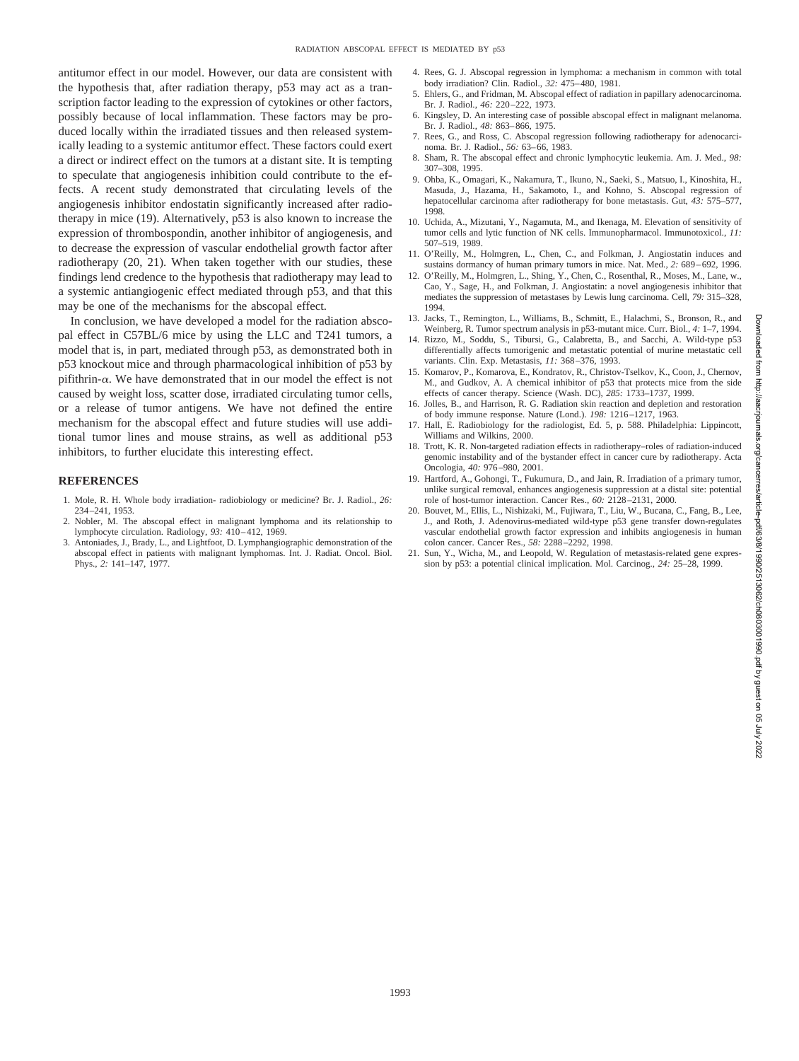antitumor effect in our model. However, our data are consistent with the hypothesis that, after radiation therapy, p53 may act as a transcription factor leading to the expression of cytokines or other factors, possibly because of local inflammation. These factors may be produced locally within the irradiated tissues and then released systemically leading to a systemic antitumor effect. These factors could exert a direct or indirect effect on the tumors at a distant site. It is tempting to speculate that angiogenesis inhibition could contribute to the effects. A recent study demonstrated that circulating levels of the angiogenesis inhibitor endostatin significantly increased after radiotherapy in mice (19). Alternatively, p53 is also known to increase the expression of thrombospondin, another inhibitor of angiogenesis, and to decrease the expression of vascular endothelial growth factor after radiotherapy (20, 21). When taken together with our studies, these findings lend credence to the hypothesis that radiotherapy may lead to a systemic antiangiogenic effect mediated through p53, and that this may be one of the mechanisms for the abscopal effect.

In conclusion, we have developed a model for the radiation abscopal effect in C57BL/6 mice by using the LLC and T241 tumors, a model that is, in part, mediated through p53, as demonstrated both in p53 knockout mice and through pharmacological inhibition of p53 by pifithrin-$\alpha$. We have demonstrated that in our model the effect is not caused by weight loss, scatter dose, irradiated circulating tumor cells, or a release of tumor antigens. We have not defined the entire mechanism for the abscopal effect and future studies will use additional tumor lines and mouse strains, as well as additional p53 inhibitors, to further elucidate this interesting effect.

## REFERENCES

1. Mole, R. H. Whole body irradiation- radiobiology or medicine? Br. J. Radiol., *26:* 234–241, 1953.
2. Nobler, M. The abscopal effect in malignant lymphoma and its relationship to lymphocyte circulation. Radiology, *93:* 410–412, 1969.
3. Antoniades, J., Brady, L., and Lightfoot, D. Lymphangiographic demonstration of the abscopal effect in patients with malignant lymphomas. Int. J. Radiat. Oncol. Biol. Phys., *2:* 141–147, 1977.
4. Rees, G. J. Abscopal regression in lymphoma: a mechanism in common with total body irradiation? Clin. Radiol., *32:* 475–480, 1981.
5. Ehlers, G., and Fridman, M. Abscopal effect of radiation in papillary adenocarcinoma. Br. J. Radiol., *46:* 220–222, 1973.
6. Kingsley, D. An interesting case of possible abscopal effect in malignant melanoma. Br. J. Radiol., *48:* 863–866, 1975.
7. Rees, G., and Ross, C. Abscopal regression following radiotherapy for adenocarcinoma. Br. J. Radiol., *56:* 63–66, 1983.
8. Sham, R. The abscopal effect and chronic lymphocytic leukemia. Am. J. Med., *98:* 307–308, 1995.
9. Ohba, K., Omagari, K., Nakamura, T., Ikuno, N., Saeki, S., Matsuo, I., Kinoshita, H., Masuda, J., Hazama, H., Sakamoto, I., and Kohno, S. Abscopal regression of hepatocellular carcinoma after radiotherapy for bone metastasis. Gut, *43:* 575–577, 1998.
10. Uchida, A., Mizutani, Y., Nagamuta, M., and Ikenaga, M. Elevation of sensitivity of tumor cells and lytic function of NK cells. Immunopharmacol. Immunotoxicol., *11:* 507–519, 1989.
11. O'Reilly, M., Holmgren, L., Chen, C., and Folkman, J. Angiostatin induces and sustains dormancy of human primary tumors in mice. Nat. Med., *2:* 689–692, 1996.
12. O'Reilly, M., Holmgren, L., Shing, Y., Chen, C., Rosenthal, R., Moses, M., Lane, w., Cao, Y., Sage, H., and Folkman, J. Angiostatin: a novel angiogenesis inhibitor that mediates the suppression of metastases by Lewis lung carcinoma. Cell, *79:* 315–328, 1994.
13. Jacks, T., Remington, L., Williams, B., Schmitt, E., Halachmi, S., Bronson, R., and Weinberg, R. Tumor spectrum analysis in p53-mutant mice. Curr. Biol., *4:* 1–7, 1994.
14. Rizzo, M., Soddu, S., Tibursi, G., Calabretta, B., and Sacchi, A. Wild-type p53 differentially affects tumorigenic and metastatic potential of murine metastatic cell variants. Clin. Exp. Metastasis, *11:* 368–376, 1993.
15. Komarov, P., Komarova, E., Kondratov, R., Christov-Tselkov, K., Coon, J., Chernov, M., and Gudkov, A. A chemical inhibitor of p53 that protects mice from the side effects of cancer therapy. Science (Wash. DC), *285:* 1733–1737, 1999.
16. Jolles, B., and Harrison, R. G. Radiation skin reaction and depletion and restoration of body immune response. Nature (Lond.). *198:* 1216–1217, 1963.
17. Hall, E. Radiobiology for the radiologist, Ed. 5, p. 588. Philadelphia: Lippincott, Williams and Wilkins, 2000.
18. Trott, K. R. Non-targeted radiation effects in radiotherapy–roles of radiation-induced genomic instability and of the bystander effect in cancer cure by radiotherapy. Acta Oncologia, *40:* 976–980, 2001.
19. Hartford, A., Gohongi, T., Fukumura, D., and Jain, R. Irradiation of a primary tumor, unlike surgical removal, enhances angiogenesis suppression at a distal site: potential role of host-tumor interaction. Cancer Res., *60:* 2128–2131, 2000.
20. Bouvet, M., Ellis, L., Nishizaki, M., Fujiwara, T., Liu, W., Bucana, C., Fang, B., Lee, J., and Roth, J. Adenovirus-mediated wild-type p53 gene transfer down-regulates vascular endothelial growth factor expression and inhibits angiogenesis in human colon cancer. Cancer Res., *58:* 2288–2292, 1998.
21. Sun, Y., Wicha, M., and Leopold, W. Regulation of metastasis-related gene expression by p53: a potential clinical implication. Mol. Carcinog., *24:* 25–28, 1999.